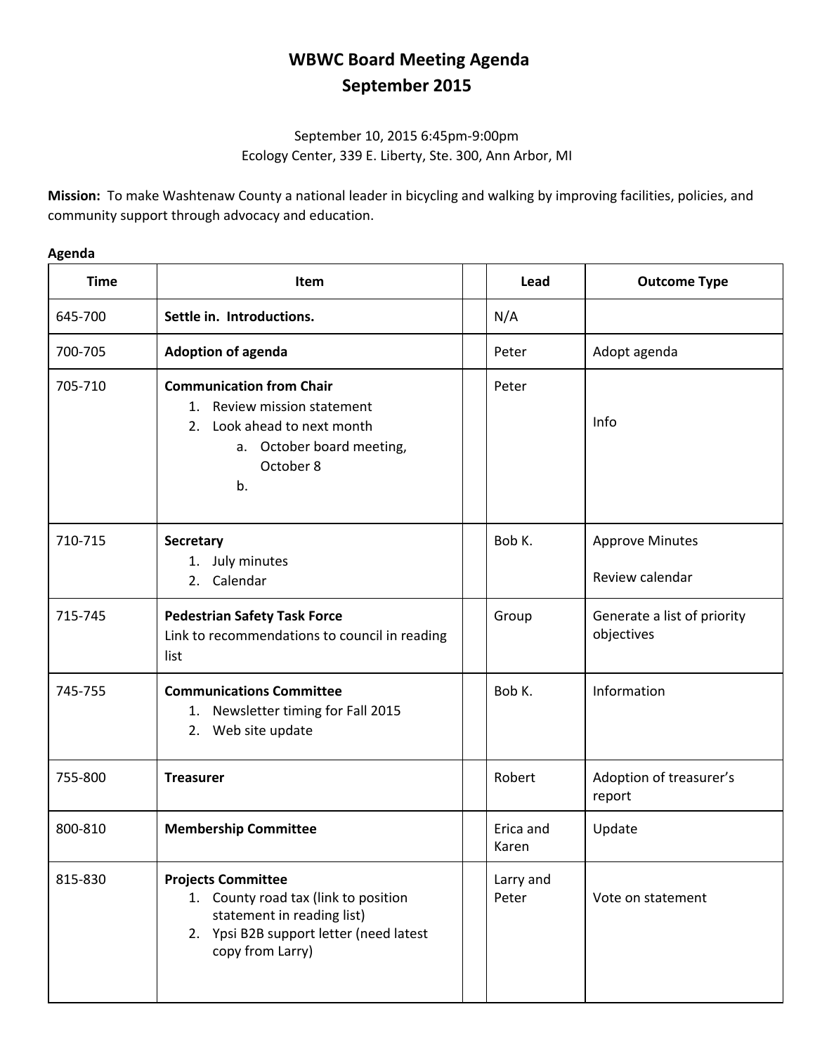# WBWC Board Meeting Agenda
## September 2015

September 10, 2015 6:45pm-9:00pm
Ecology Center, 339 E. Liberty, Ste. 300, Ann Arbor, MI

**Mission:** To make Washtenaw County a national leader in bicycling and walking by improving facilities, policies, and community support through advocacy and education.

**Agenda**

| Time | Item | | Lead | Outcome Type |
|---|---|---|---|---|
| 645-700 | **Settle in. Introductions.** | | N/A | |
| 700-705 | **Adoption of agenda** | | Peter | Adopt agenda |
| 705-710 | **Communication from Chair**<br>1. Review mission statement<br>2. Look ahead to next month<br>a. October board meeting, October 8<br>b. | | Peter | Info |
| 710-715 | **Secretary**<br>1. July minutes<br>2. Calendar | | Bob K. | Approve Minutes<br><br>Review calendar |
| 715-745 | **Pedestrian Safety Task Force**<br>Link to recommendations to council in reading list | | Group | Generate a list of priority objectives |
| 745-755 | **Communications Committee**<br>1. Newsletter timing for Fall 2015<br>2. Web site update | | Bob K. | Information |
| 755-800 | **Treasurer** | | Robert | Adoption of treasurer's report |
| 800-810 | **Membership Committee** | | Erica and Karen | Update |
| 815-830 | **Projects Committee**<br>1. County road tax (link to position statement in reading list)<br>2. Ypsi B2B support letter (need latest copy from Larry) | | Larry and Peter | Vote on statement |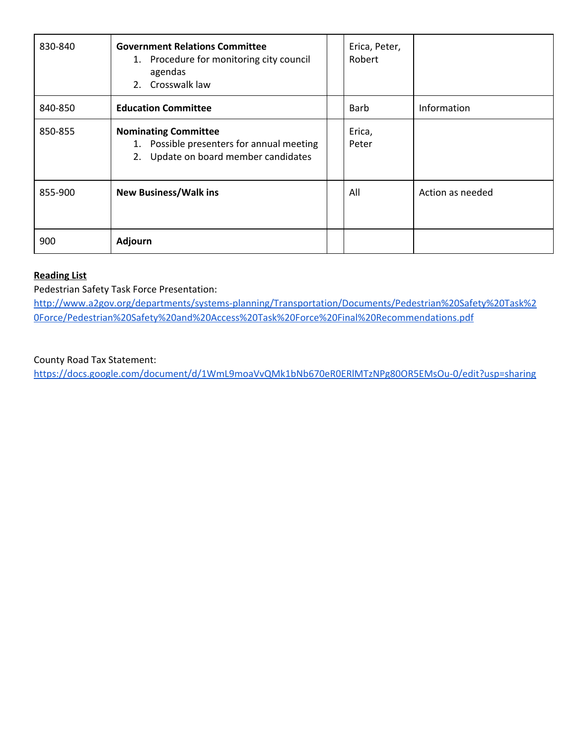| | | | | |
|---|---|---|---|---|
| 830-840 | **Government Relations Committee**<br>1. Procedure for monitoring city council agendas<br>2. Crosswalk law | | Erica, Peter, Robert | |
| 840-850 | **Education Committee** | | Barb | Information |
| 850-855 | **Nominating Committee**<br>1. Possible presenters for annual meeting<br>2. Update on board member candidates | | Erica, Peter | |
| 855-900 | **New Business/Walk ins** | | All | Action as needed |
| 900 | **Adjourn** | | | |

**Reading List**

Pedestrian Safety Task Force Presentation:
http://www.a2gov.org/departments/systems-planning/Transportation/Documents/Pedestrian%20Safety%20Task%20Force/Pedestrian%20Safety%20and%20Access%20Task%20Force%20Final%20Recommendations.pdf

County Road Tax Statement:
https://docs.google.com/document/d/1WmL9moaVvQMk1bNb670eR0ERlMTzNPg80OR5EMsOu-0/edit?usp=sharing